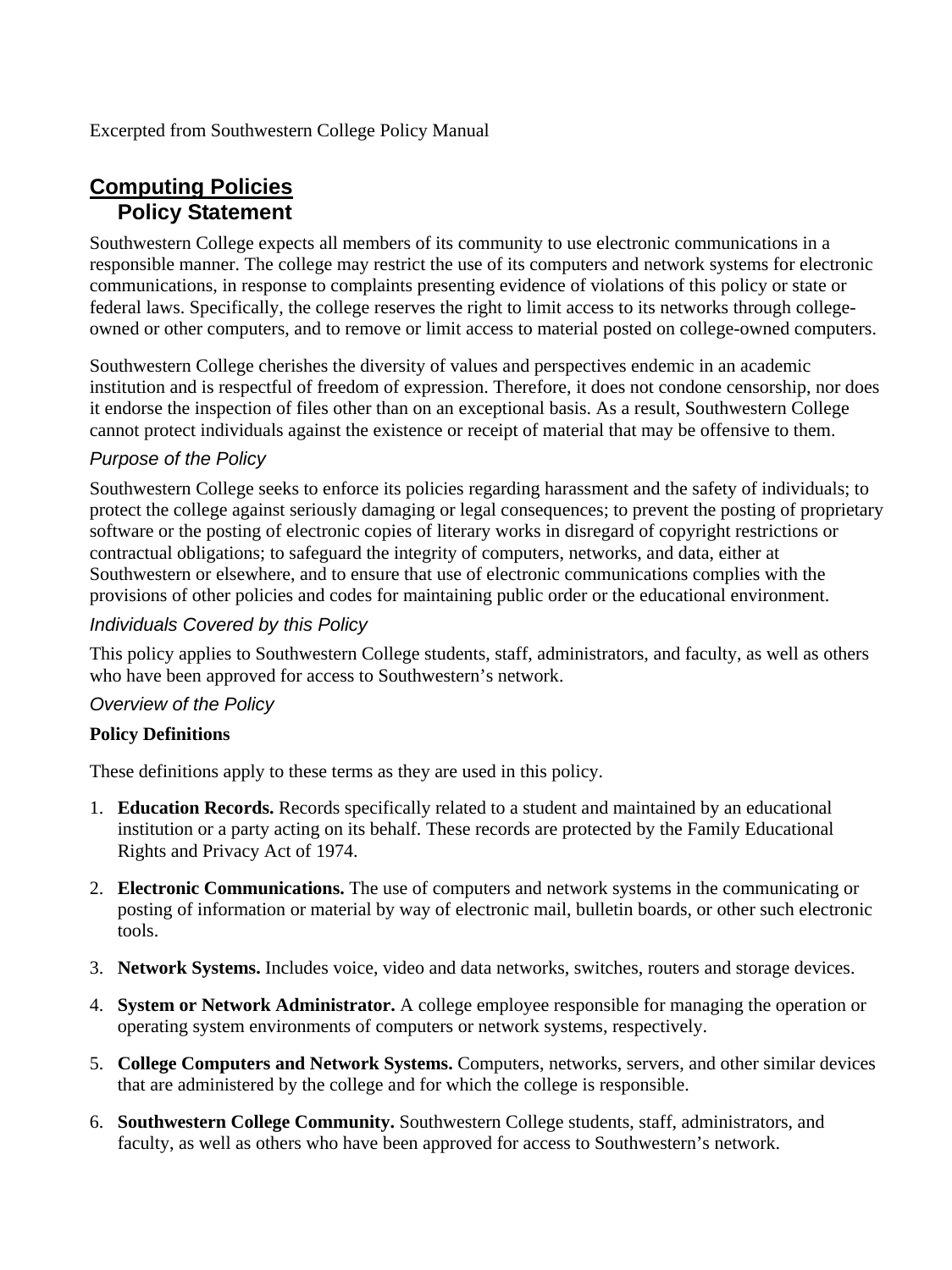Excerpted from Southwestern College Policy Manual

# Computing Policies

## Policy Statement

Southwestern College expects all members of its community to use electronic communications in a responsible manner. The college may restrict the use of its computers and network systems for electronic communications, in response to complaints presenting evidence of violations of this policy or state or federal laws. Specifically, the college reserves the right to limit access to its networks through college-owned or other computers, and to remove or limit access to material posted on college-owned computers.

Southwestern College cherishes the diversity of values and perspectives endemic in an academic institution and is respectful of freedom of expression. Therefore, it does not condone censorship, nor does it endorse the inspection of files other than on an exceptional basis. As a result, Southwestern College cannot protect individuals against the existence or receipt of material that may be offensive to them.

### *Purpose of the Policy*

Southwestern College seeks to enforce its policies regarding harassment and the safety of individuals; to protect the college against seriously damaging or legal consequences; to prevent the posting of proprietary software or the posting of electronic copies of literary works in disregard of copyright restrictions or contractual obligations; to safeguard the integrity of computers, networks, and data, either at Southwestern or elsewhere, and to ensure that use of electronic communications complies with the provisions of other policies and codes for maintaining public order or the educational environment.

### *Individuals Covered by this Policy*

This policy applies to Southwestern College students, staff, administrators, and faculty, as well as others who have been approved for access to Southwestern's network.

### *Overview of the Policy*

**Policy Definitions**

These definitions apply to these terms as they are used in this policy.

1. **Education Records.** Records specifically related to a student and maintained by an educational institution or a party acting on its behalf. These records are protected by the Family Educational Rights and Privacy Act of 1974.

2. **Electronic Communications.** The use of computers and network systems in the communicating or posting of information or material by way of electronic mail, bulletin boards, or other such electronic tools.

3. **Network Systems.** Includes voice, video and data networks, switches, routers and storage devices.

4. **System or Network Administrator.** A college employee responsible for managing the operation or operating system environments of computers or network systems, respectively.

5. **College Computers and Network Systems.** Computers, networks, servers, and other similar devices that are administered by the college and for which the college is responsible.

6. **Southwestern College Community.** Southwestern College students, staff, administrators, and faculty, as well as others who have been approved for access to Southwestern's network.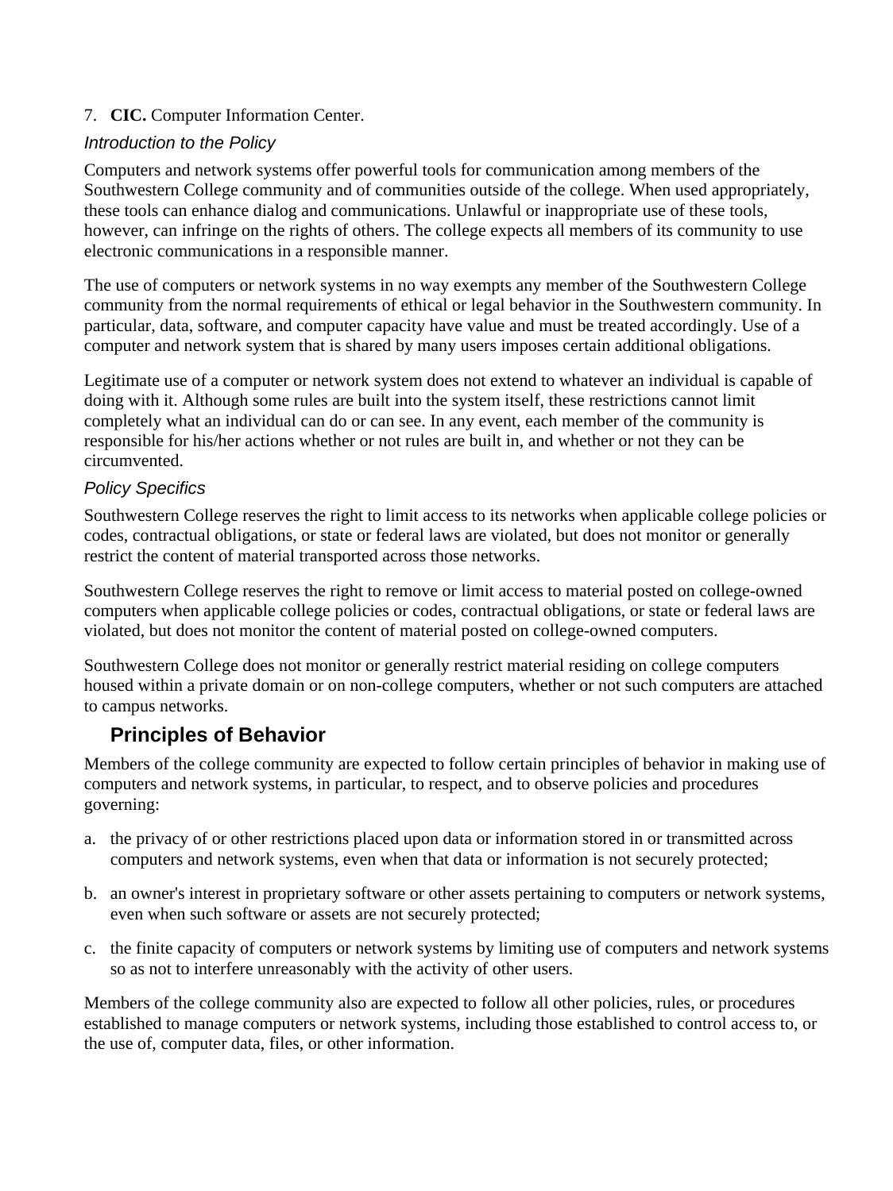7. **CIC.** Computer Information Center.

### *Introduction to the Policy*

Computers and network systems offer powerful tools for communication among members of the Southwestern College community and of communities outside of the college. When used appropriately, these tools can enhance dialog and communications. Unlawful or inappropriate use of these tools, however, can infringe on the rights of others. The college expects all members of its community to use electronic communications in a responsible manner.

The use of computers or network systems in no way exempts any member of the Southwestern College community from the normal requirements of ethical or legal behavior in the Southwestern community. In particular, data, software, and computer capacity have value and must be treated accordingly. Use of a computer and network system that is shared by many users imposes certain additional obligations.

Legitimate use of a computer or network system does not extend to whatever an individual is capable of doing with it. Although some rules are built into the system itself, these restrictions cannot limit completely what an individual can do or can see. In any event, each member of the community is responsible for his/her actions whether or not rules are built in, and whether or not they can be circumvented.

### *Policy Specifics*

Southwestern College reserves the right to limit access to its networks when applicable college policies or codes, contractual obligations, or state or federal laws are violated, but does not monitor or generally restrict the content of material transported across those networks.

Southwestern College reserves the right to remove or limit access to material posted on college-owned computers when applicable college policies or codes, contractual obligations, or state or federal laws are violated, but does not monitor the content of material posted on college-owned computers.

Southwestern College does not monitor or generally restrict material residing on college computers housed within a private domain or on non-college computers, whether or not such computers are attached to campus networks.

## Principles of Behavior

Members of the college community are expected to follow certain principles of behavior in making use of computers and network systems, in particular, to respect, and to observe policies and procedures governing:

a. the privacy of or other restrictions placed upon data or information stored in or transmitted across computers and network systems, even when that data or information is not securely protected;

b. an owner's interest in proprietary software or other assets pertaining to computers or network systems, even when such software or assets are not securely protected;

c. the finite capacity of computers or network systems by limiting use of computers and network systems so as not to interfere unreasonably with the activity of other users.

Members of the college community also are expected to follow all other policies, rules, or procedures established to manage computers or network systems, including those established to control access to, or the use of, computer data, files, or other information.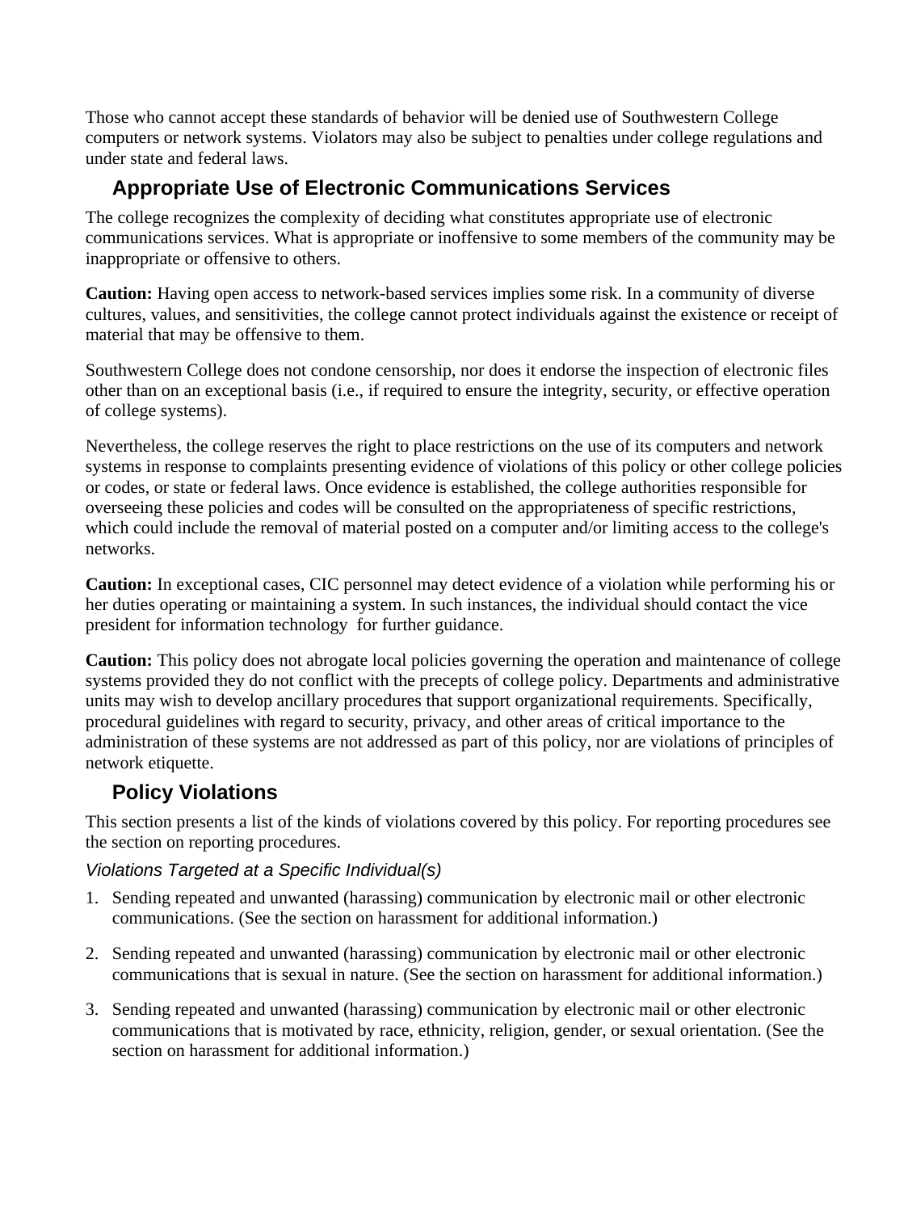Those who cannot accept these standards of behavior will be denied use of Southwestern College computers or network systems. Violators may also be subject to penalties under college regulations and under state and federal laws.

## Appropriate Use of Electronic Communications Services

The college recognizes the complexity of deciding what constitutes appropriate use of electronic communications services. What is appropriate or inoffensive to some members of the community may be inappropriate or offensive to others.

**Caution:** Having open access to network-based services implies some risk. In a community of diverse cultures, values, and sensitivities, the college cannot protect individuals against the existence or receipt of material that may be offensive to them.

Southwestern College does not condone censorship, nor does it endorse the inspection of electronic files other than on an exceptional basis (i.e., if required to ensure the integrity, security, or effective operation of college systems).

Nevertheless, the college reserves the right to place restrictions on the use of its computers and network systems in response to complaints presenting evidence of violations of this policy or other college policies or codes, or state or federal laws. Once evidence is established, the college authorities responsible for overseeing these policies and codes will be consulted on the appropriateness of specific restrictions, which could include the removal of material posted on a computer and/or limiting access to the college's networks.

**Caution:** In exceptional cases, CIC personnel may detect evidence of a violation while performing his or her duties operating or maintaining a system. In such instances, the individual should contact the vice president for information technology  for further guidance.

**Caution:** This policy does not abrogate local policies governing the operation and maintenance of college systems provided they do not conflict with the precepts of college policy. Departments and administrative units may wish to develop ancillary procedures that support organizational requirements. Specifically, procedural guidelines with regard to security, privacy, and other areas of critical importance to the administration of these systems are not addressed as part of this policy, nor are violations of principles of network etiquette.

## Policy Violations

This section presents a list of the kinds of violations covered by this policy. For reporting procedures see the section on reporting procedures.

### *Violations Targeted at a Specific Individual(s)*

1. Sending repeated and unwanted (harassing) communication by electronic mail or other electronic communications. (See the section on harassment for additional information.)

2. Sending repeated and unwanted (harassing) communication by electronic mail or other electronic communications that is sexual in nature. (See the section on harassment for additional information.)

3. Sending repeated and unwanted (harassing) communication by electronic mail or other electronic communications that is motivated by race, ethnicity, religion, gender, or sexual orientation. (See the section on harassment for additional information.)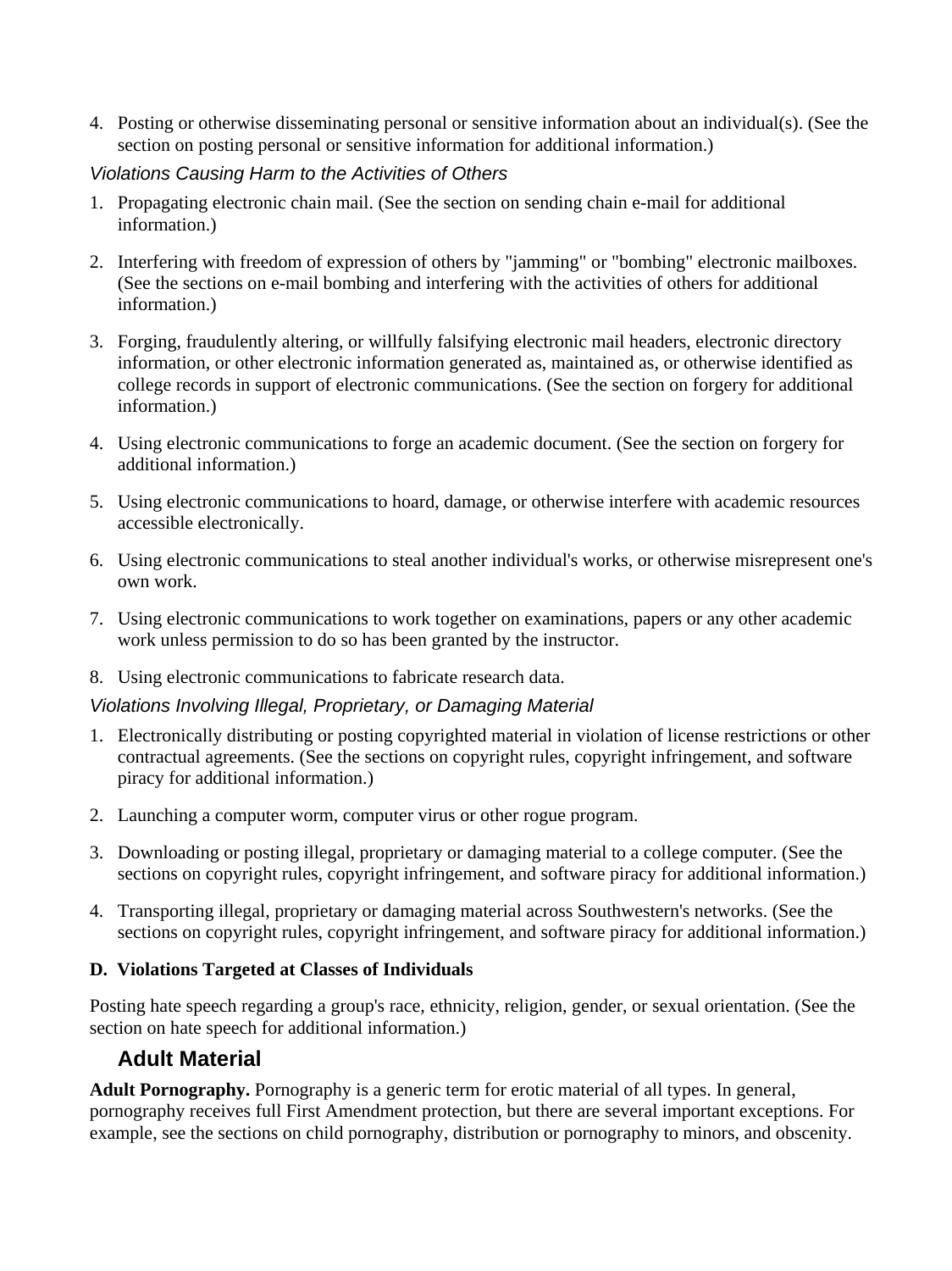4. Posting or otherwise disseminating personal or sensitive information about an individual(s). (See the section on posting personal or sensitive information for additional information.)

*Violations Causing Harm to the Activities of Others*

1. Propagating electronic chain mail. (See the section on sending chain e-mail for additional information.)

2. Interfering with freedom of expression of others by "jamming" or "bombing" electronic mailboxes. (See the sections on e-mail bombing and interfering with the activities of others for additional information.)

3. Forging, fraudulently altering, or willfully falsifying electronic mail headers, electronic directory information, or other electronic information generated as, maintained as, or otherwise identified as college records in support of electronic communications. (See the section on forgery for additional information.)

4. Using electronic communications to forge an academic document. (See the section on forgery for additional information.)

5. Using electronic communications to hoard, damage, or otherwise interfere with academic resources accessible electronically.

6. Using electronic communications to steal another individual's works, or otherwise misrepresent one's own work.

7. Using electronic communications to work together on examinations, papers or any other academic work unless permission to do so has been granted by the instructor.

8. Using electronic communications to fabricate research data.

*Violations Involving Illegal, Proprietary, or Damaging Material*

1. Electronically distributing or posting copyrighted material in violation of license restrictions or other contractual agreements. (See the sections on copyright rules, copyright infringement, and software piracy for additional information.)

2. Launching a computer worm, computer virus or other rogue program.

3. Downloading or posting illegal, proprietary or damaging material to a college computer. (See the sections on copyright rules, copyright infringement, and software piracy for additional information.)

4. Transporting illegal, proprietary or damaging material across Southwestern's networks. (See the sections on copyright rules, copyright infringement, and software piracy for additional information.)

**D. Violations Targeted at Classes of Individuals**

Posting hate speech regarding a group's race, ethnicity, religion, gender, or sexual orientation. (See the section on hate speech for additional information.)

## Adult Material

**Adult Pornography.** Pornography is a generic term for erotic material of all types. In general, pornography receives full First Amendment protection, but there are several important exceptions. For example, see the sections on child pornography, distribution or pornography to minors, and obscenity.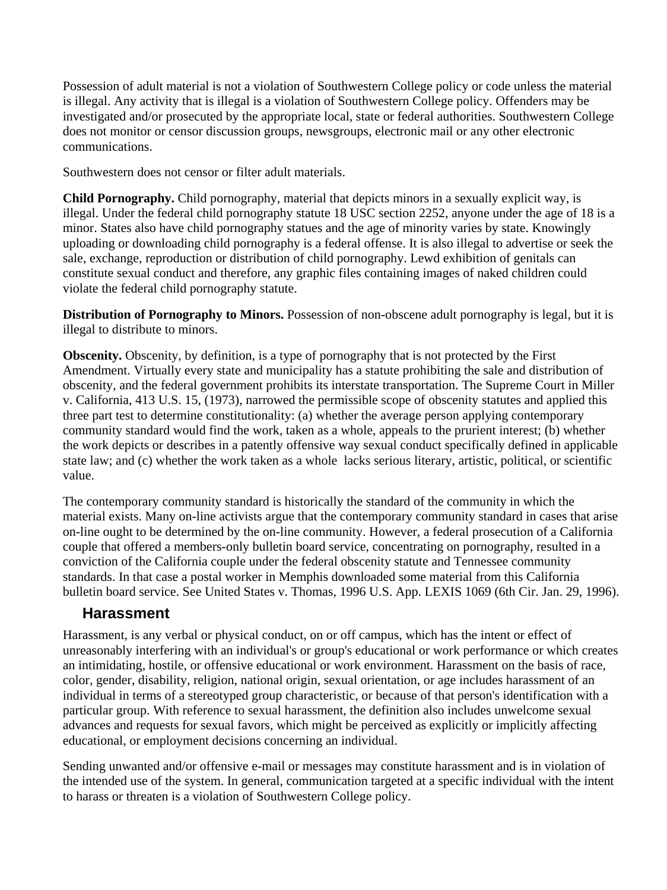Possession of adult material is not a violation of Southwestern College policy or code unless the material is illegal. Any activity that is illegal is a violation of Southwestern College policy. Offenders may be investigated and/or prosecuted by the appropriate local, state or federal authorities. Southwestern College does not monitor or censor discussion groups, newsgroups, electronic mail or any other electronic communications.

Southwestern does not censor or filter adult materials.

**Child Pornography.** Child pornography, material that depicts minors in a sexually explicit way, is illegal. Under the federal child pornography statute 18 USC section 2252, anyone under the age of 18 is a minor. States also have child pornography statues and the age of minority varies by state. Knowingly uploading or downloading child pornography is a federal offense. It is also illegal to advertise or seek the sale, exchange, reproduction or distribution of child pornography. Lewd exhibition of genitals can constitute sexual conduct and therefore, any graphic files containing images of naked children could violate the federal child pornography statute.

**Distribution of Pornography to Minors.** Possession of non-obscene adult pornography is legal, but it is illegal to distribute to minors.

**Obscenity.** Obscenity, by definition, is a type of pornography that is not protected by the First Amendment. Virtually every state and municipality has a statute prohibiting the sale and distribution of obscenity, and the federal government prohibits its interstate transportation. The Supreme Court in Miller v. California, 413 U.S. 15, (1973), narrowed the permissible scope of obscenity statutes and applied this three part test to determine constitutionality: (a) whether the average person applying contemporary community standard would find the work, taken as a whole, appeals to the prurient interest; (b) whether the work depicts or describes in a patently offensive way sexual conduct specifically defined in applicable state law; and (c) whether the work taken as a whole lacks serious literary, artistic, political, or scientific value.

The contemporary community standard is historically the standard of the community in which the material exists. Many on-line activists argue that the contemporary community standard in cases that arise on-line ought to be determined by the on-line community. However, a federal prosecution of a California couple that offered a members-only bulletin board service, concentrating on pornography, resulted in a conviction of the California couple under the federal obscenity statute and Tennessee community standards. In that case a postal worker in Memphis downloaded some material from this California bulletin board service. See United States v. Thomas, 1996 U.S. App. LEXIS 1069 (6th Cir. Jan. 29, 1996).

## Harassment

Harassment, is any verbal or physical conduct, on or off campus, which has the intent or effect of unreasonably interfering with an individual's or group's educational or work performance or which creates an intimidating, hostile, or offensive educational or work environment. Harassment on the basis of race, color, gender, disability, religion, national origin, sexual orientation, or age includes harassment of an individual in terms of a stereotyped group characteristic, or because of that person's identification with a particular group. With reference to sexual harassment, the definition also includes unwelcome sexual advances and requests for sexual favors, which might be perceived as explicitly or implicitly affecting educational, or employment decisions concerning an individual.

Sending unwanted and/or offensive e-mail or messages may constitute harassment and is in violation of the intended use of the system. In general, communication targeted at a specific individual with the intent to harass or threaten is a violation of Southwestern College policy.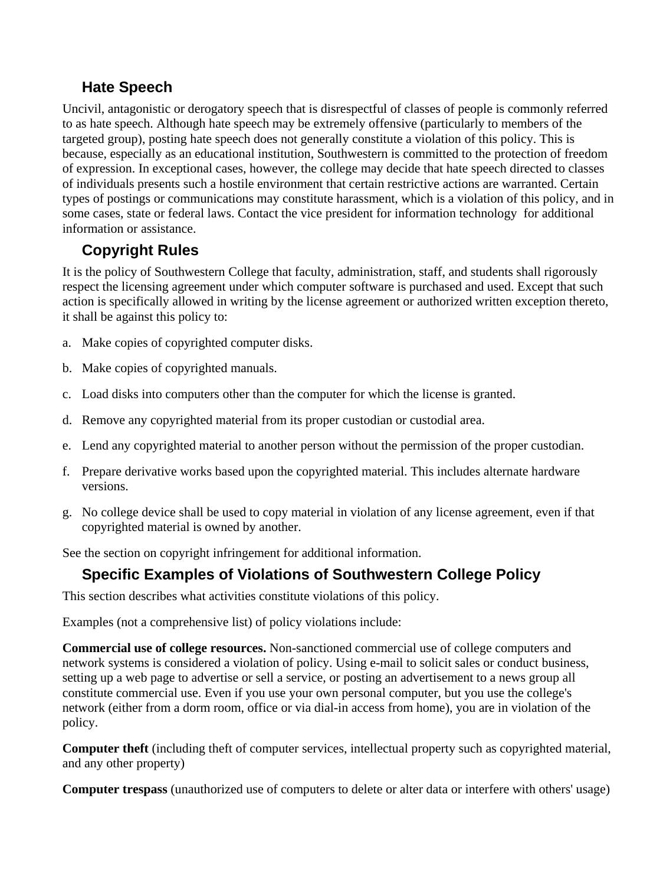## Hate Speech

Uncivil, antagonistic or derogatory speech that is disrespectful of classes of people is commonly referred to as hate speech. Although hate speech may be extremely offensive (particularly to members of the targeted group), posting hate speech does not generally constitute a violation of this policy. This is because, especially as an educational institution, Southwestern is committed to the protection of freedom of expression. In exceptional cases, however, the college may decide that hate speech directed to classes of individuals presents such a hostile environment that certain restrictive actions are warranted. Certain types of postings or communications may constitute harassment, which is a violation of this policy, and in some cases, state or federal laws. Contact the vice president for information technology for additional information or assistance.

## Copyright Rules

It is the policy of Southwestern College that faculty, administration, staff, and students shall rigorously respect the licensing agreement under which computer software is purchased and used. Except that such action is specifically allowed in writing by the license agreement or authorized written exception thereto, it shall be against this policy to:

a. Make copies of copyrighted computer disks.

b. Make copies of copyrighted manuals.

c. Load disks into computers other than the computer for which the license is granted.

d. Remove any copyrighted material from its proper custodian or custodial area.

e. Lend any copyrighted material to another person without the permission of the proper custodian.

f. Prepare derivative works based upon the copyrighted material. This includes alternate hardware versions.

g. No college device shall be used to copy material in violation of any license agreement, even if that copyrighted material is owned by another.

See the section on copyright infringement for additional information.

## Specific Examples of Violations of Southwestern College Policy

This section describes what activities constitute violations of this policy.

Examples (not a comprehensive list) of policy violations include:

**Commercial use of college resources.** Non-sanctioned commercial use of college computers and network systems is considered a violation of policy. Using e-mail to solicit sales or conduct business, setting up a web page to advertise or sell a service, or posting an advertisement to a news group all constitute commercial use. Even if you use your own personal computer, but you use the college's network (either from a dorm room, office or via dial-in access from home), you are in violation of the policy.

**Computer theft** (including theft of computer services, intellectual property such as copyrighted material, and any other property)

**Computer trespass** (unauthorized use of computers to delete or alter data or interfere with others' usage)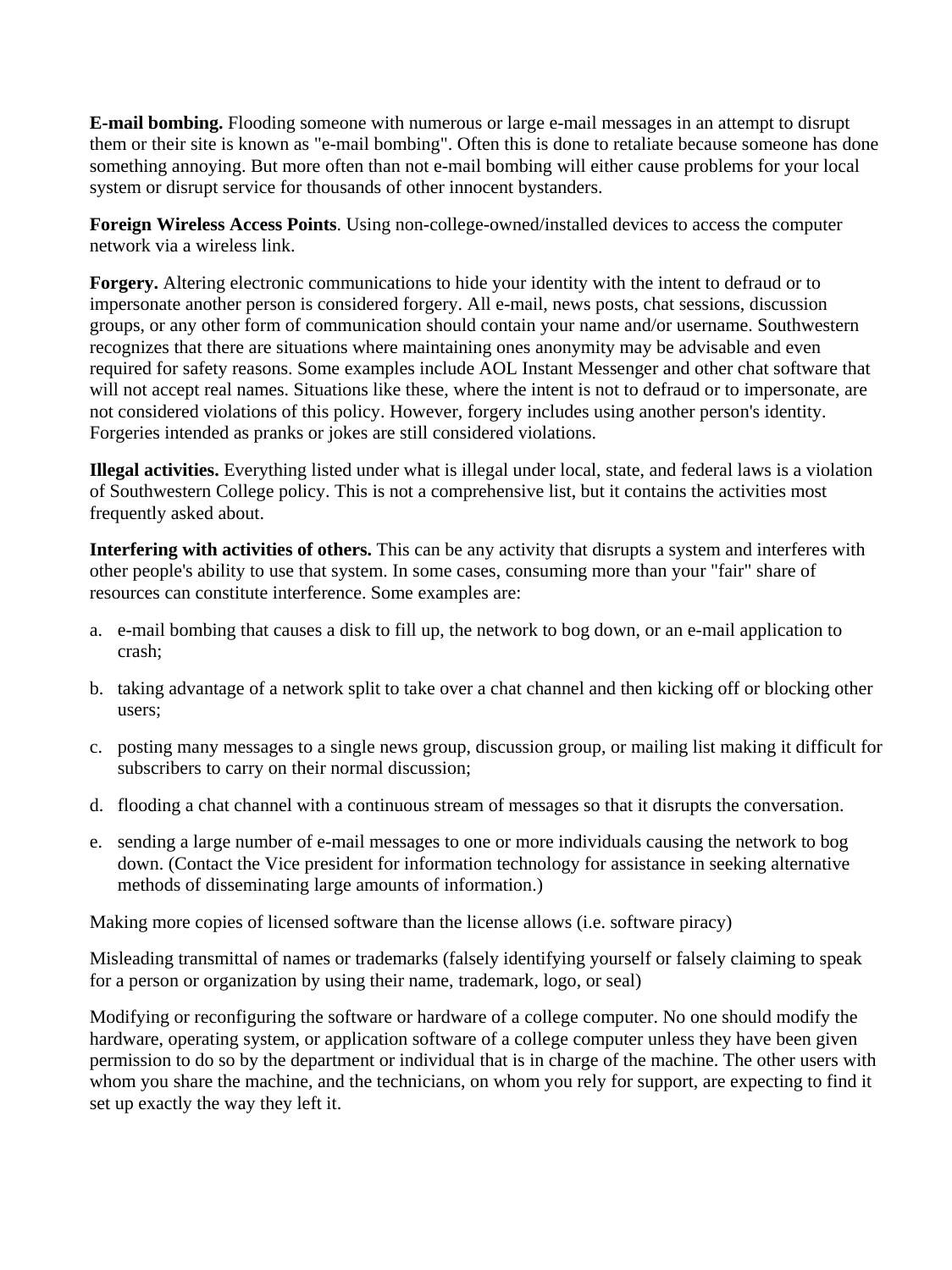**E-mail bombing.** Flooding someone with numerous or large e-mail messages in an attempt to disrupt them or their site is known as "e-mail bombing". Often this is done to retaliate because someone has done something annoying. But more often than not e-mail bombing will either cause problems for your local system or disrupt service for thousands of other innocent bystanders.

**Foreign Wireless Access Points**. Using non-college-owned/installed devices to access the computer network via a wireless link.

**Forgery.** Altering electronic communications to hide your identity with the intent to defraud or to impersonate another person is considered forgery. All e-mail, news posts, chat sessions, discussion groups, or any other form of communication should contain your name and/or username. Southwestern recognizes that there are situations where maintaining ones anonymity may be advisable and even required for safety reasons. Some examples include AOL Instant Messenger and other chat software that will not accept real names. Situations like these, where the intent is not to defraud or to impersonate, are not considered violations of this policy. However, forgery includes using another person's identity. Forgeries intended as pranks or jokes are still considered violations.

**Illegal activities.** Everything listed under what is illegal under local, state, and federal laws is a violation of Southwestern College policy. This is not a comprehensive list, but it contains the activities most frequently asked about.

**Interfering with activities of others.** This can be any activity that disrupts a system and interferes with other people's ability to use that system. In some cases, consuming more than your "fair" share of resources can constitute interference. Some examples are:

a. e-mail bombing that causes a disk to fill up, the network to bog down, or an e-mail application to crash;

b. taking advantage of a network split to take over a chat channel and then kicking off or blocking other users;

c. posting many messages to a single news group, discussion group, or mailing list making it difficult for subscribers to carry on their normal discussion;

d. flooding a chat channel with a continuous stream of messages so that it disrupts the conversation.

e. sending a large number of e-mail messages to one or more individuals causing the network to bog down. (Contact the Vice president for information technology for assistance in seeking alternative methods of disseminating large amounts of information.)

Making more copies of licensed software than the license allows (i.e. software piracy)

Misleading transmittal of names or trademarks (falsely identifying yourself or falsely claiming to speak for a person or organization by using their name, trademark, logo, or seal)

Modifying or reconfiguring the software or hardware of a college computer. No one should modify the hardware, operating system, or application software of a college computer unless they have been given permission to do so by the department or individual that is in charge of the machine. The other users with whom you share the machine, and the technicians, on whom you rely for support, are expecting to find it set up exactly the way they left it.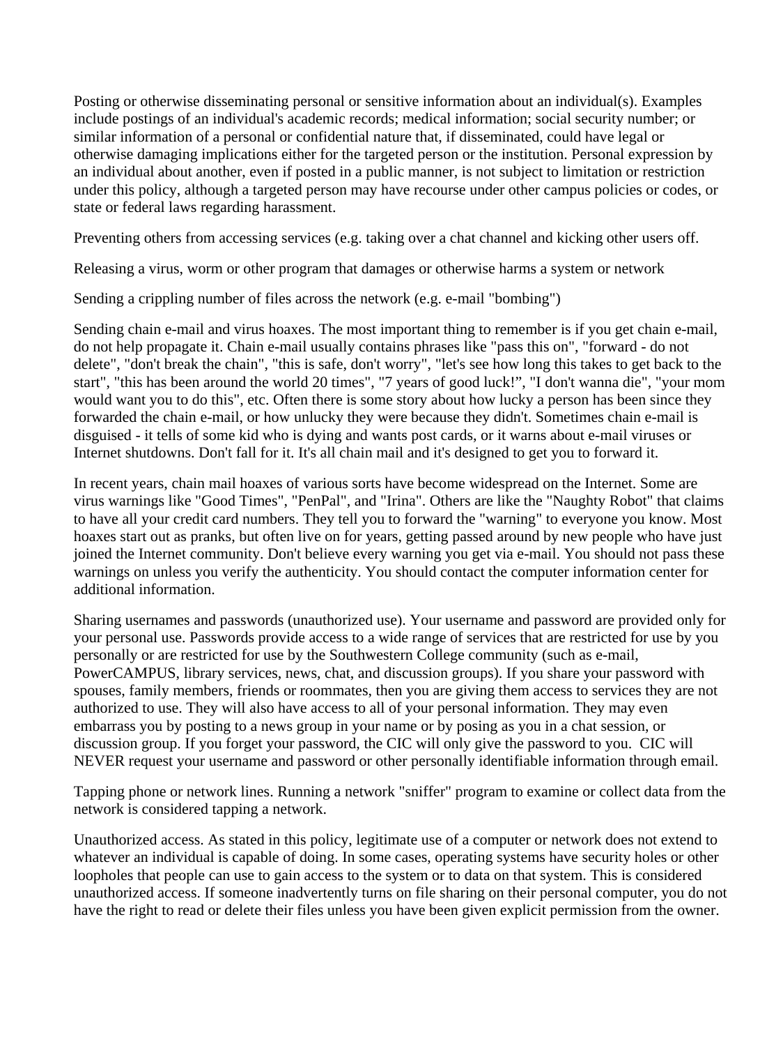Posting or otherwise disseminating personal or sensitive information about an individual(s). Examples include postings of an individual's academic records; medical information; social security number; or similar information of a personal or confidential nature that, if disseminated, could have legal or otherwise damaging implications either for the targeted person or the institution. Personal expression by an individual about another, even if posted in a public manner, is not subject to limitation or restriction under this policy, although a targeted person may have recourse under other campus policies or codes, or state or federal laws regarding harassment.

Preventing others from accessing services (e.g. taking over a chat channel and kicking other users off.

Releasing a virus, worm or other program that damages or otherwise harms a system or network

Sending a crippling number of files across the network (e.g. e-mail "bombing")

Sending chain e-mail and virus hoaxes. The most important thing to remember is if you get chain e-mail, do not help propagate it. Chain e-mail usually contains phrases like "pass this on", "forward - do not delete", "don't break the chain", "this is safe, don't worry", "let's see how long this takes to get back to the start", "this has been around the world 20 times", "7 years of good luck!", "I don't wanna die", "your mom would want you to do this", etc. Often there is some story about how lucky a person has been since they forwarded the chain e-mail, or how unlucky they were because they didn't. Sometimes chain e-mail is disguised - it tells of some kid who is dying and wants post cards, or it warns about e-mail viruses or Internet shutdowns. Don't fall for it. It's all chain mail and it's designed to get you to forward it.

In recent years, chain mail hoaxes of various sorts have become widespread on the Internet. Some are virus warnings like "Good Times", "PenPal", and "Irina". Others are like the "Naughty Robot" that claims to have all your credit card numbers. They tell you to forward the "warning" to everyone you know. Most hoaxes start out as pranks, but often live on for years, getting passed around by new people who have just joined the Internet community. Don't believe every warning you get via e-mail. You should not pass these warnings on unless you verify the authenticity. You should contact the computer information center for additional information.

Sharing usernames and passwords (unauthorized use). Your username and password are provided only for your personal use. Passwords provide access to a wide range of services that are restricted for use by you personally or are restricted for use by the Southwestern College community (such as e-mail, PowerCAMPUS, library services, news, chat, and discussion groups). If you share your password with spouses, family members, friends or roommates, then you are giving them access to services they are not authorized to use. They will also have access to all of your personal information. They may even embarrass you by posting to a news group in your name or by posing as you in a chat session, or discussion group. If you forget your password, the CIC will only give the password to you. CIC will NEVER request your username and password or other personally identifiable information through email.

Tapping phone or network lines. Running a network "sniffer" program to examine or collect data from the network is considered tapping a network.

Unauthorized access. As stated in this policy, legitimate use of a computer or network does not extend to whatever an individual is capable of doing. In some cases, operating systems have security holes or other loopholes that people can use to gain access to the system or to data on that system. This is considered unauthorized access. If someone inadvertently turns on file sharing on their personal computer, you do not have the right to read or delete their files unless you have been given explicit permission from the owner.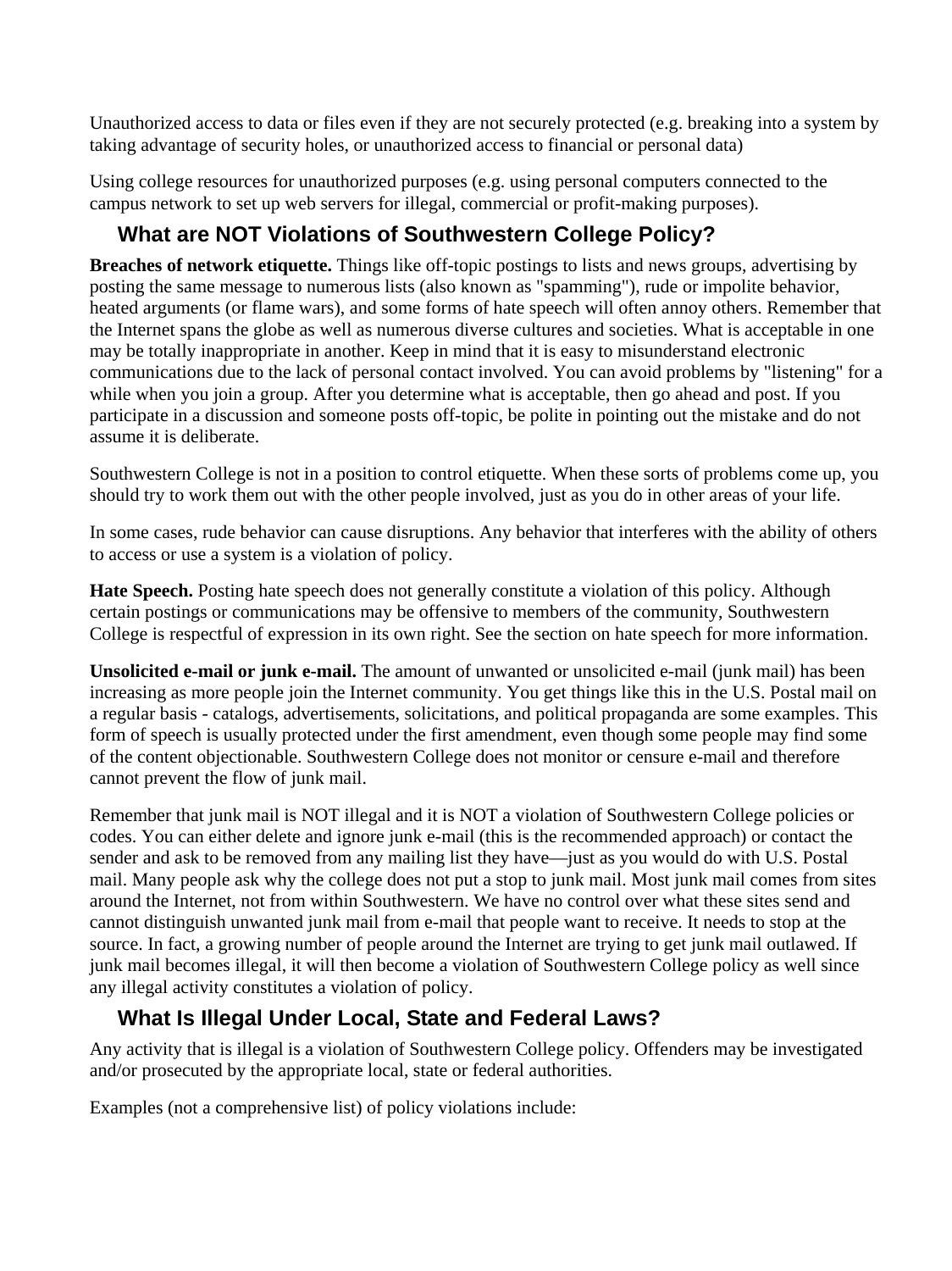Unauthorized access to data or files even if they are not securely protected (e.g. breaking into a system by taking advantage of security holes, or unauthorized access to financial or personal data)

Using college resources for unauthorized purposes (e.g. using personal computers connected to the campus network to set up web servers for illegal, commercial or profit-making purposes).

## What are NOT Violations of Southwestern College Policy?

**Breaches of network etiquette.** Things like off-topic postings to lists and news groups, advertising by posting the same message to numerous lists (also known as "spamming"), rude or impolite behavior, heated arguments (or flame wars), and some forms of hate speech will often annoy others. Remember that the Internet spans the globe as well as numerous diverse cultures and societies. What is acceptable in one may be totally inappropriate in another. Keep in mind that it is easy to misunderstand electronic communications due to the lack of personal contact involved. You can avoid problems by "listening" for a while when you join a group. After you determine what is acceptable, then go ahead and post. If you participate in a discussion and someone posts off-topic, be polite in pointing out the mistake and do not assume it is deliberate.

Southwestern College is not in a position to control etiquette. When these sorts of problems come up, you should try to work them out with the other people involved, just as you do in other areas of your life.

In some cases, rude behavior can cause disruptions. Any behavior that interferes with the ability of others to access or use a system is a violation of policy.

**Hate Speech.** Posting hate speech does not generally constitute a violation of this policy. Although certain postings or communications may be offensive to members of the community, Southwestern College is respectful of expression in its own right. See the section on hate speech for more information.

**Unsolicited e-mail or junk e-mail.** The amount of unwanted or unsolicited e-mail (junk mail) has been increasing as more people join the Internet community. You get things like this in the U.S. Postal mail on a regular basis - catalogs, advertisements, solicitations, and political propaganda are some examples. This form of speech is usually protected under the first amendment, even though some people may find some of the content objectionable. Southwestern College does not monitor or censure e-mail and therefore cannot prevent the flow of junk mail.

Remember that junk mail is NOT illegal and it is NOT a violation of Southwestern College policies or codes. You can either delete and ignore junk e-mail (this is the recommended approach) or contact the sender and ask to be removed from any mailing list they have—just as you would do with U.S. Postal mail. Many people ask why the college does not put a stop to junk mail. Most junk mail comes from sites around the Internet, not from within Southwestern. We have no control over what these sites send and cannot distinguish unwanted junk mail from e-mail that people want to receive. It needs to stop at the source. In fact, a growing number of people around the Internet are trying to get junk mail outlawed. If junk mail becomes illegal, it will then become a violation of Southwestern College policy as well since any illegal activity constitutes a violation of policy.

## What Is Illegal Under Local, State and Federal Laws?

Any activity that is illegal is a violation of Southwestern College policy. Offenders may be investigated and/or prosecuted by the appropriate local, state or federal authorities.

Examples (not a comprehensive list) of policy violations include: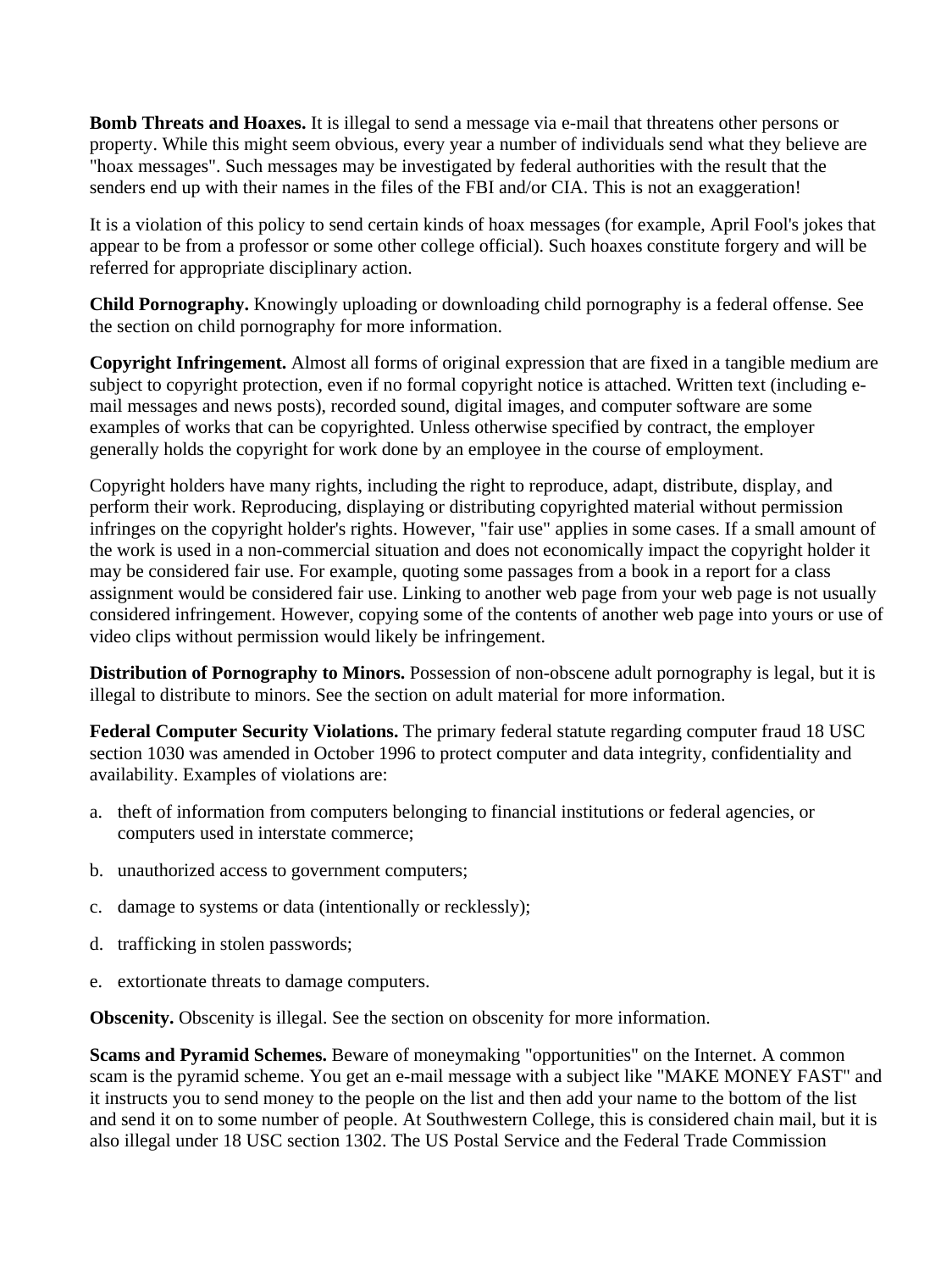**Bomb Threats and Hoaxes.** It is illegal to send a message via e-mail that threatens other persons or property. While this might seem obvious, every year a number of individuals send what they believe are "hoax messages". Such messages may be investigated by federal authorities with the result that the senders end up with their names in the files of the FBI and/or CIA. This is not an exaggeration!

It is a violation of this policy to send certain kinds of hoax messages (for example, April Fool's jokes that appear to be from a professor or some other college official). Such hoaxes constitute forgery and will be referred for appropriate disciplinary action.

**Child Pornography.** Knowingly uploading or downloading child pornography is a federal offense. See the section on child pornography for more information.

**Copyright Infringement.** Almost all forms of original expression that are fixed in a tangible medium are subject to copyright protection, even if no formal copyright notice is attached. Written text (including e-mail messages and news posts), recorded sound, digital images, and computer software are some examples of works that can be copyrighted. Unless otherwise specified by contract, the employer generally holds the copyright for work done by an employee in the course of employment.

Copyright holders have many rights, including the right to reproduce, adapt, distribute, display, and perform their work. Reproducing, displaying or distributing copyrighted material without permission infringes on the copyright holder's rights. However, "fair use" applies in some cases. If a small amount of the work is used in a non-commercial situation and does not economically impact the copyright holder it may be considered fair use. For example, quoting some passages from a book in a report for a class assignment would be considered fair use. Linking to another web page from your web page is not usually considered infringement. However, copying some of the contents of another web page into yours or use of video clips without permission would likely be infringement.

**Distribution of Pornography to Minors.** Possession of non-obscene adult pornography is legal, but it is illegal to distribute to minors. See the section on adult material for more information.

**Federal Computer Security Violations.** The primary federal statute regarding computer fraud 18 USC section 1030 was amended in October 1996 to protect computer and data integrity, confidentiality and availability. Examples of violations are:

a. theft of information from computers belonging to financial institutions or federal agencies, or computers used in interstate commerce;

b. unauthorized access to government computers;

c. damage to systems or data (intentionally or recklessly);

d. trafficking in stolen passwords;

e. extortionate threats to damage computers.

**Obscenity.** Obscenity is illegal. See the section on obscenity for more information.

**Scams and Pyramid Schemes.** Beware of moneymaking "opportunities" on the Internet. A common scam is the pyramid scheme. You get an e-mail message with a subject like "MAKE MONEY FAST" and it instructs you to send money to the people on the list and then add your name to the bottom of the list and send it on to some number of people. At Southwestern College, this is considered chain mail, but it is also illegal under 18 USC section 1302. The US Postal Service and the Federal Trade Commission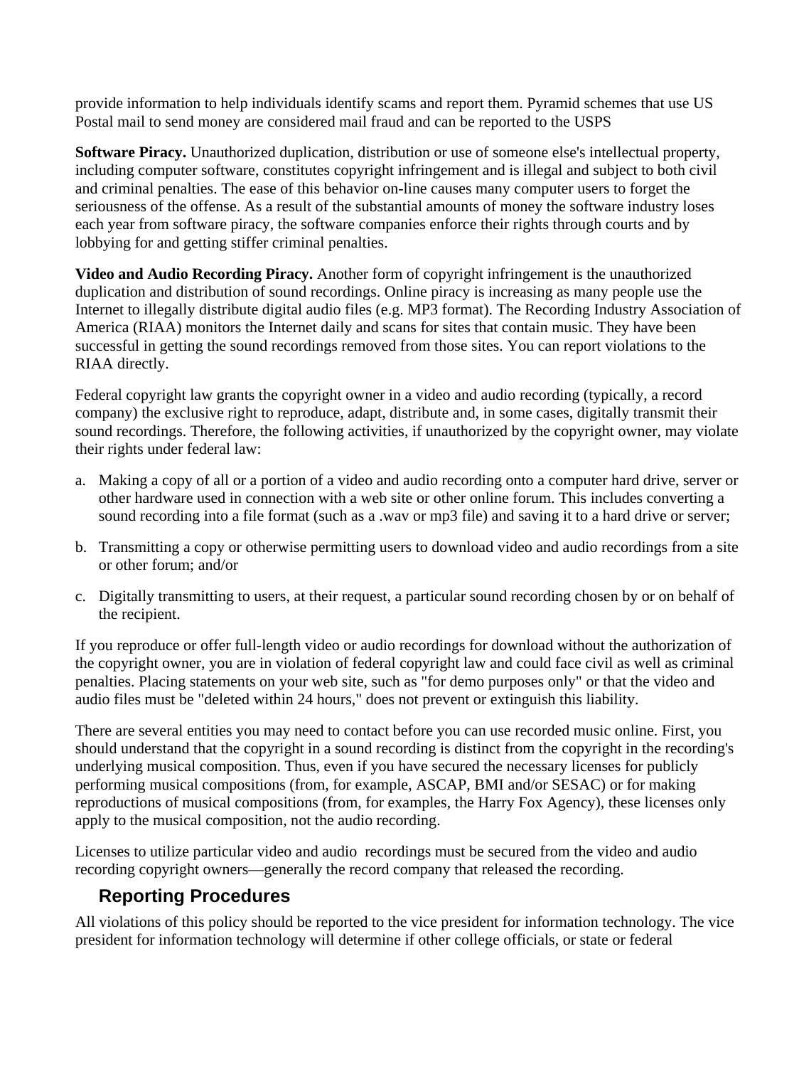provide information to help individuals identify scams and report them. Pyramid schemes that use US Postal mail to send money are considered mail fraud and can be reported to the USPS

**Software Piracy.** Unauthorized duplication, distribution or use of someone else's intellectual property, including computer software, constitutes copyright infringement and is illegal and subject to both civil and criminal penalties. The ease of this behavior on-line causes many computer users to forget the seriousness of the offense. As a result of the substantial amounts of money the software industry loses each year from software piracy, the software companies enforce their rights through courts and by lobbying for and getting stiffer criminal penalties.

**Video and Audio Recording Piracy.** Another form of copyright infringement is the unauthorized duplication and distribution of sound recordings. Online piracy is increasing as many people use the Internet to illegally distribute digital audio files (e.g. MP3 format). The Recording Industry Association of America (RIAA) monitors the Internet daily and scans for sites that contain music. They have been successful in getting the sound recordings removed from those sites. You can report violations to the RIAA directly.

Federal copyright law grants the copyright owner in a video and audio recording (typically, a record company) the exclusive right to reproduce, adapt, distribute and, in some cases, digitally transmit their sound recordings. Therefore, the following activities, if unauthorized by the copyright owner, may violate their rights under federal law:

a. Making a copy of all or a portion of a video and audio recording onto a computer hard drive, server or other hardware used in connection with a web site or other online forum. This includes converting a sound recording into a file format (such as a .wav or mp3 file) and saving it to a hard drive or server;

b. Transmitting a copy or otherwise permitting users to download video and audio recordings from a site or other forum; and/or

c. Digitally transmitting to users, at their request, a particular sound recording chosen by or on behalf of the recipient.

If you reproduce or offer full-length video or audio recordings for download without the authorization of the copyright owner, you are in violation of federal copyright law and could face civil as well as criminal penalties. Placing statements on your web site, such as "for demo purposes only" or that the video and audio files must be "deleted within 24 hours," does not prevent or extinguish this liability.

There are several entities you may need to contact before you can use recorded music online. First, you should understand that the copyright in a sound recording is distinct from the copyright in the recording's underlying musical composition. Thus, even if you have secured the necessary licenses for publicly performing musical compositions (from, for example, ASCAP, BMI and/or SESAC) or for making reproductions of musical compositions (from, for examples, the Harry Fox Agency), these licenses only apply to the musical composition, not the audio recording.

Licenses to utilize particular video and audio recordings must be secured from the video and audio recording copyright owners—generally the record company that released the recording.

## Reporting Procedures

All violations of this policy should be reported to the vice president for information technology. The vice president for information technology will determine if other college officials, or state or federal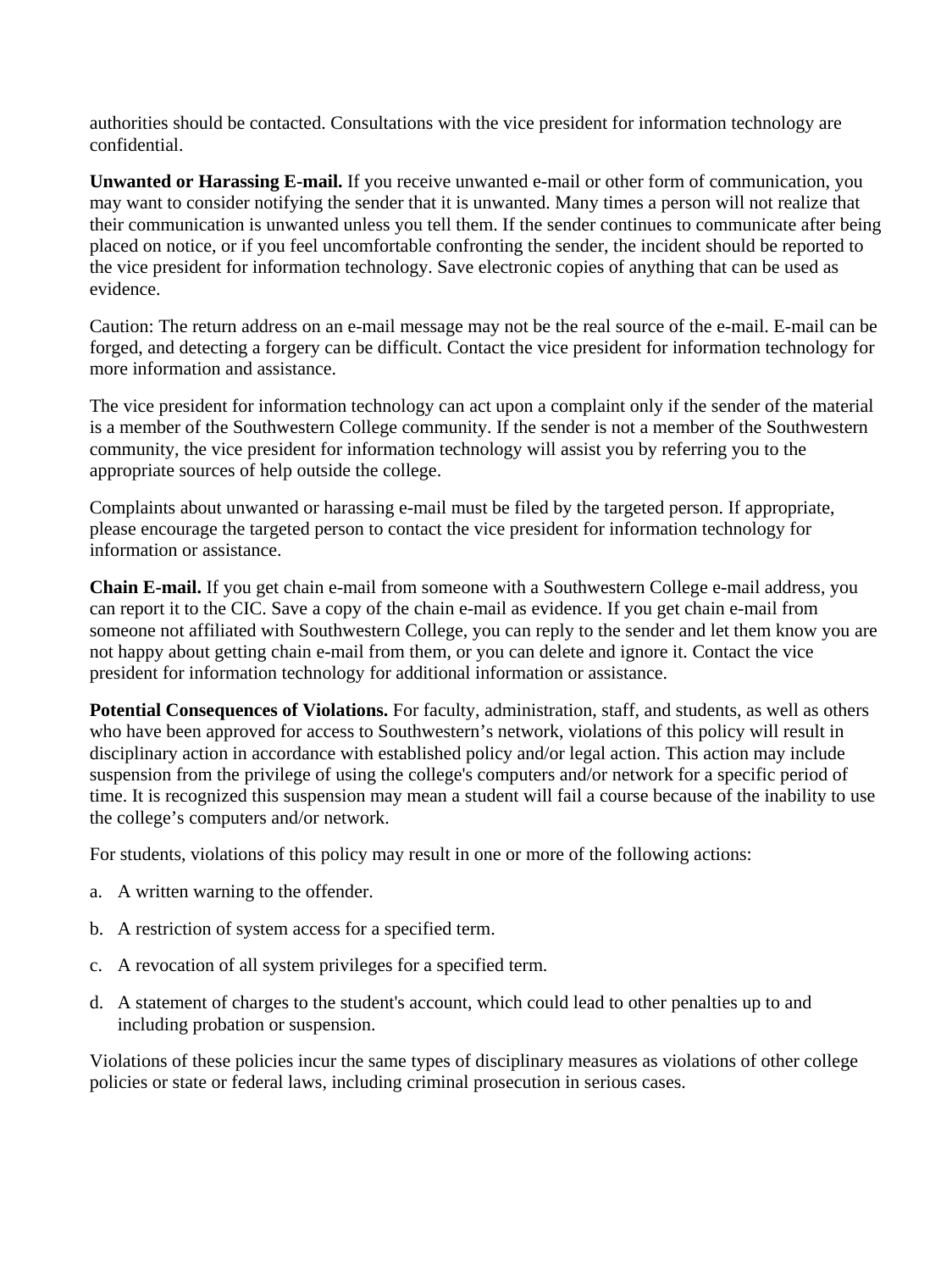authorities should be contacted. Consultations with the vice president for information technology are confidential.

**Unwanted or Harassing E-mail.** If you receive unwanted e-mail or other form of communication, you may want to consider notifying the sender that it is unwanted. Many times a person will not realize that their communication is unwanted unless you tell them. If the sender continues to communicate after being placed on notice, or if you feel uncomfortable confronting the sender, the incident should be reported to the vice president for information technology. Save electronic copies of anything that can be used as evidence.

Caution: The return address on an e-mail message may not be the real source of the e-mail. E-mail can be forged, and detecting a forgery can be difficult. Contact the vice president for information technology for more information and assistance.

The vice president for information technology can act upon a complaint only if the sender of the material is a member of the Southwestern College community. If the sender is not a member of the Southwestern community, the vice president for information technology will assist you by referring you to the appropriate sources of help outside the college.

Complaints about unwanted or harassing e-mail must be filed by the targeted person. If appropriate, please encourage the targeted person to contact the vice president for information technology for information or assistance.

**Chain E-mail.** If you get chain e-mail from someone with a Southwestern College e-mail address, you can report it to the CIC. Save a copy of the chain e-mail as evidence. If you get chain e-mail from someone not affiliated with Southwestern College, you can reply to the sender and let them know you are not happy about getting chain e-mail from them, or you can delete and ignore it. Contact the vice president for information technology for additional information or assistance.

**Potential Consequences of Violations.** For faculty, administration, staff, and students, as well as others who have been approved for access to Southwestern's network, violations of this policy will result in disciplinary action in accordance with established policy and/or legal action. This action may include suspension from the privilege of using the college's computers and/or network for a specific period of time. It is recognized this suspension may mean a student will fail a course because of the inability to use the college's computers and/or network.

For students, violations of this policy may result in one or more of the following actions:

a. A written warning to the offender.

b. A restriction of system access for a specified term.

c. A revocation of all system privileges for a specified term.

d. A statement of charges to the student's account, which could lead to other penalties up to and including probation or suspension.

Violations of these policies incur the same types of disciplinary measures as violations of other college policies or state or federal laws, including criminal prosecution in serious cases.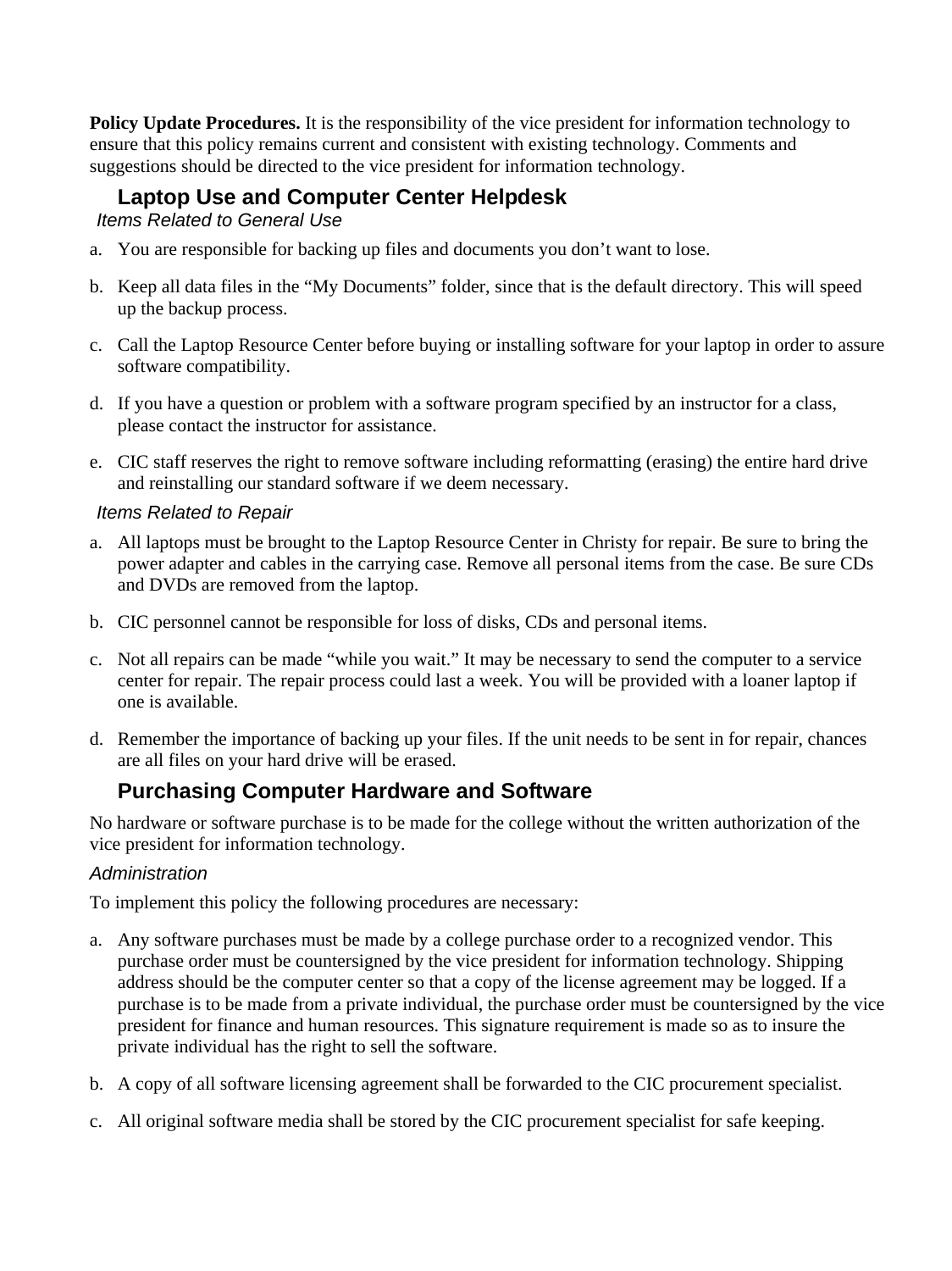**Policy Update Procedures.** It is the responsibility of the vice president for information technology to ensure that this policy remains current and consistent with existing technology. Comments and suggestions should be directed to the vice president for information technology.

## Laptop Use and Computer Center Helpdesk

### *Items Related to General Use*

a. You are responsible for backing up files and documents you don't want to lose.

b. Keep all data files in the "My Documents" folder, since that is the default directory. This will speed up the backup process.

c. Call the Laptop Resource Center before buying or installing software for your laptop in order to assure software compatibility.

d. If you have a question or problem with a software program specified by an instructor for a class, please contact the instructor for assistance.

e. CIC staff reserves the right to remove software including reformatting (erasing) the entire hard drive and reinstalling our standard software if we deem necessary.

### *Items Related to Repair*

a. All laptops must be brought to the Laptop Resource Center in Christy for repair. Be sure to bring the power adapter and cables in the carrying case. Remove all personal items from the case. Be sure CDs and DVDs are removed from the laptop.

b. CIC personnel cannot be responsible for loss of disks, CDs and personal items.

c. Not all repairs can be made "while you wait." It may be necessary to send the computer to a service center for repair. The repair process could last a week. You will be provided with a loaner laptop if one is available.

d. Remember the importance of backing up your files. If the unit needs to be sent in for repair, chances are all files on your hard drive will be erased.

## Purchasing Computer Hardware and Software

No hardware or software purchase is to be made for the college without the written authorization of the vice president for information technology.

### *Administration*

To implement this policy the following procedures are necessary:

a. Any software purchases must be made by a college purchase order to a recognized vendor. This purchase order must be countersigned by the vice president for information technology. Shipping address should be the computer center so that a copy of the license agreement may be logged. If a purchase is to be made from a private individual, the purchase order must be countersigned by the vice president for finance and human resources. This signature requirement is made so as to insure the private individual has the right to sell the software.

b. A copy of all software licensing agreement shall be forwarded to the CIC procurement specialist.

c. All original software media shall be stored by the CIC procurement specialist for safe keeping.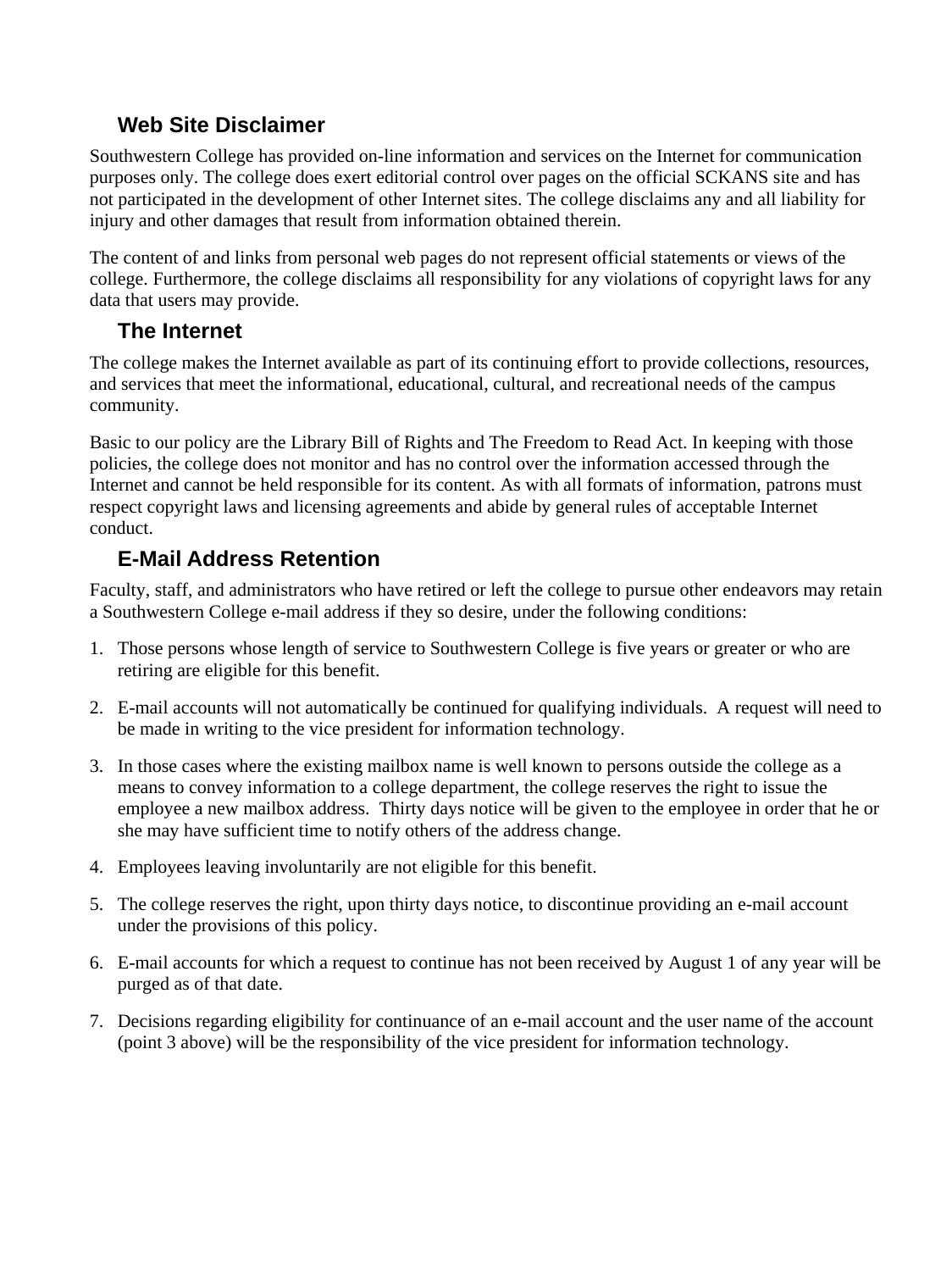## Web Site Disclaimer

Southwestern College has provided on-line information and services on the Internet for communication purposes only. The college does exert editorial control over pages on the official SCKANS site and has not participated in the development of other Internet sites. The college disclaims any and all liability for injury and other damages that result from information obtained therein.

The content of and links from personal web pages do not represent official statements or views of the college. Furthermore, the college disclaims all responsibility for any violations of copyright laws for any data that users may provide.

## The Internet

The college makes the Internet available as part of its continuing effort to provide collections, resources, and services that meet the informational, educational, cultural, and recreational needs of the campus community.

Basic to our policy are the Library Bill of Rights and The Freedom to Read Act. In keeping with those policies, the college does not monitor and has no control over the information accessed through the Internet and cannot be held responsible for its content. As with all formats of information, patrons must respect copyright laws and licensing agreements and abide by general rules of acceptable Internet conduct.

## E-Mail Address Retention

Faculty, staff, and administrators who have retired or left the college to pursue other endeavors may retain a Southwestern College e-mail address if they so desire, under the following conditions:

1. Those persons whose length of service to Southwestern College is five years or greater or who are retiring are eligible for this benefit.
2. E-mail accounts will not automatically be continued for qualifying individuals. A request will need to be made in writing to the vice president for information technology.
3. In those cases where the existing mailbox name is well known to persons outside the college as a means to convey information to a college department, the college reserves the right to issue the employee a new mailbox address. Thirty days notice will be given to the employee in order that he or she may have sufficient time to notify others of the address change.
4. Employees leaving involuntarily are not eligible for this benefit.
5. The college reserves the right, upon thirty days notice, to discontinue providing an e-mail account under the provisions of this policy.
6. E-mail accounts for which a request to continue has not been received by August 1 of any year will be purged as of that date.
7. Decisions regarding eligibility for continuance of an e-mail account and the user name of the account (point 3 above) will be the responsibility of the vice president for information technology.